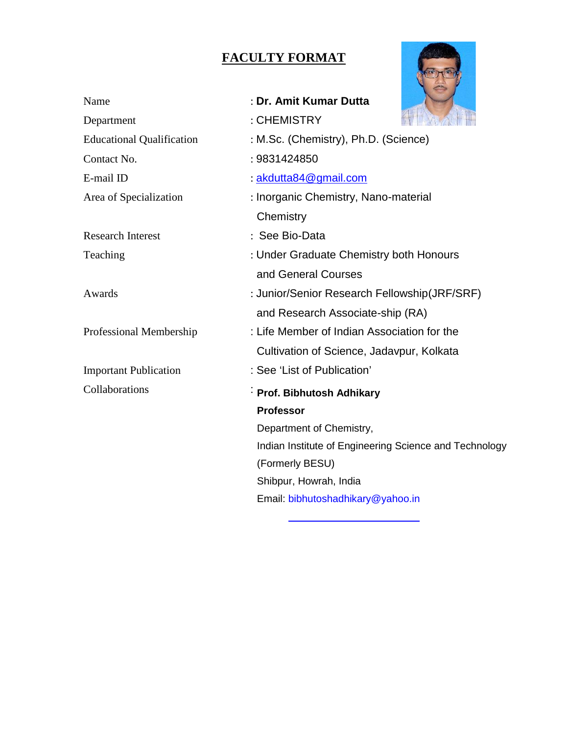# FACULTY FORMAT

| | |
|---|---|
| Name | : **Dr. Amit Kumar Dutta** |
| Department | : CHEMISTRY |
| Educational Qualification | : M.Sc. (Chemistry), Ph.D. (Science) |
| Contact No. | : 9831424850 |
| E-mail ID | : akdutta84@gmail.com |
| Area of Specialization | : Inorganic Chemistry, Nano-material Chemistry |
| Research Interest | : See Bio-Data |
| Teaching | : Under Graduate Chemistry both Honours and General Courses |
| Awards | : Junior/Senior Research Fellowship(JRF/SRF) and Research Associate-ship (RA) |
| Professional Membership | : Life Member of Indian Association for the Cultivation of Science, Jadavpur, Kolkata |
| Important Publication | : See 'List of Publication' |
| Collaborations | : **Prof. Bibhutosh Adhikary**<br>**Professor**<br>Department of Chemistry,<br>Indian Institute of Engineering Science and Technology (Formerly BESU)<br>Shibpur, Howrah, India<br>Email: bibhutoshadhikary@yahoo.in |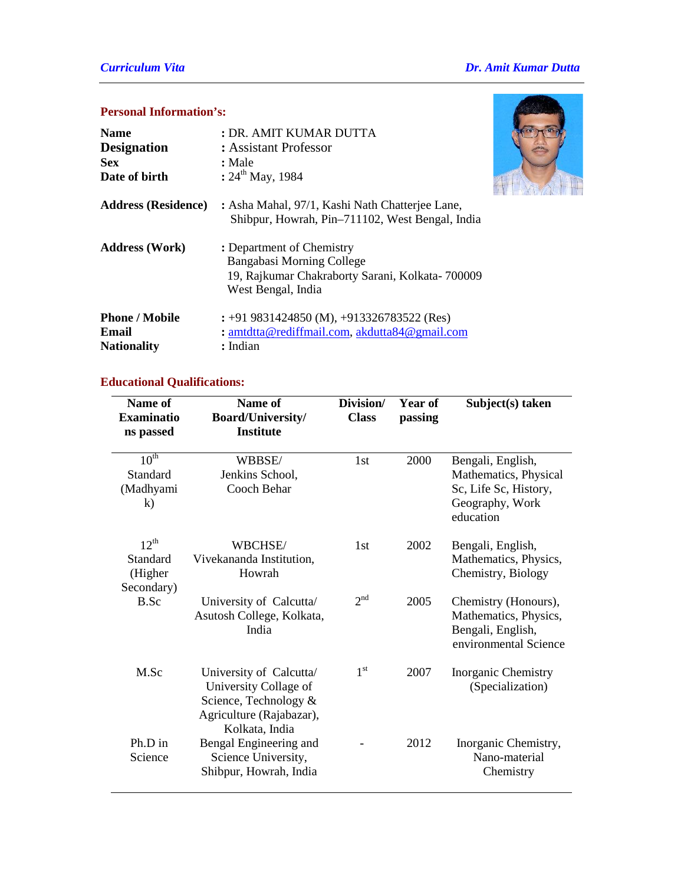*Curriculum Vita* *Dr. Amit Kumar Dutta*

## Personal Information's:

**Name** : DR. AMIT KUMAR DUTTA
**Designation** : Assistant Professor
**Sex** : Male
**Date of birth** : 24th May, 1984

**Address (Residence)** : Asha Mahal, 97/1, Kashi Nath Chatterjee Lane, Shibpur, Howrah, Pin–711102, West Bengal, India

**Address (Work)** : Department of Chemistry
Bangabasi Morning College
19, Rajkumar Chakraborty Sarani, Kolkata- 700009
West Bengal, India

**Phone / Mobile** : +91 9831424850 (M), +913326783522 (Res)
**Email** : amtdtta@rediffmail.com, akdutta84@gmail.com
**Nationality** : Indian

## Educational Qualifications:

| Name of Examinations passed | Name of Board/University/ Institute | Division/ Class | Year of passing | Subject(s) taken |
|---|---|---|---|---|
| 10th Standard (Madhyamik) | WBBSE/ Jenkins School, Cooch Behar | 1st | 2000 | Bengali, English, Mathematics, Physical Sc, Life Sc, History, Geography, Work education |
| 12th Standard (Higher Secondary) | WBCHSE/ Vivekananda Institution, Howrah | 1st | 2002 | Bengali, English, Mathematics, Physics, Chemistry, Biology |
| B.Sc | University of Calcutta/ Asutosh College, Kolkata, India | 2nd | 2005 | Chemistry (Honours), Mathematics, Physics, Bengali, English, environmental Science |
| M.Sc | University of Calcutta/ University Collage of Science, Technology & Agriculture (Rajabazar), Kolkata, India | 1st | 2007 | Inorganic Chemistry (Specialization) |
| Ph.D in Science | Bengal Engineering and Science University, Shibpur, Howrah, India | - | 2012 | Inorganic Chemistry, Nano-material Chemistry |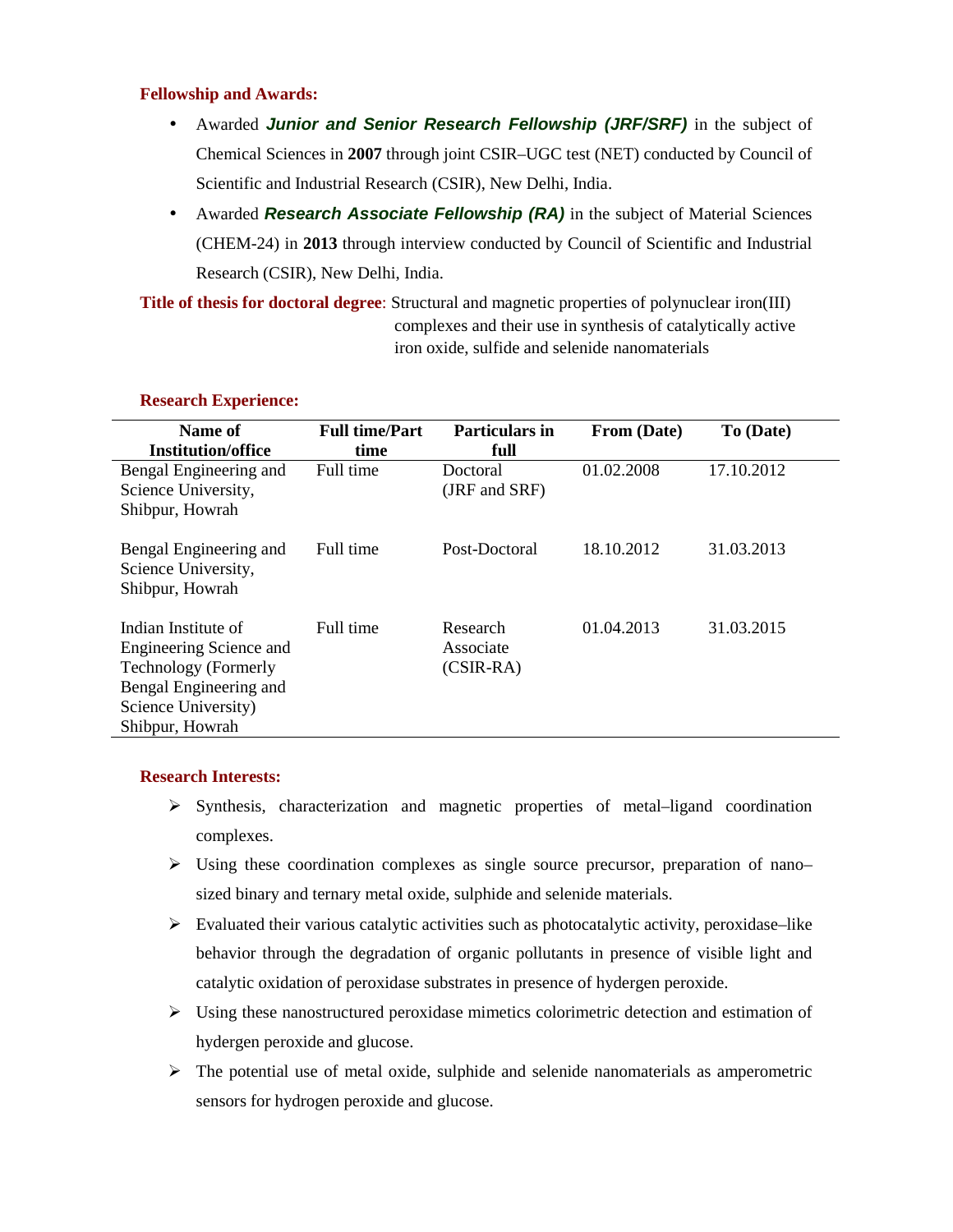**Fellowship and Awards:**

- Awarded ***Junior and Senior Research Fellowship (JRF/SRF)*** in the subject of Chemical Sciences in **2007** through joint CSIR–UGC test (NET) conducted by Council of Scientific and Industrial Research (CSIR), New Delhi, India.
- Awarded ***Research Associate Fellowship (RA)*** in the subject of Material Sciences (CHEM-24) in **2013** through interview conducted by Council of Scientific and Industrial Research (CSIR), New Delhi, India.

**Title of thesis for doctoral degree**: Structural and magnetic properties of polynuclear iron(III) complexes and their use in synthesis of catalytically active iron oxide, sulfide and selenide nanomaterials

**Research Experience:**

| Name of Institution/office | Full time/Part time | Particulars in full | From (Date) | To (Date) |
|---|---|---|---|---|
| Bengal Engineering and Science University, Shibpur, Howrah | Full time | Doctoral (JRF and SRF) | 01.02.2008 | 17.10.2012 |
| Bengal Engineering and Science University, Shibpur, Howrah | Full time | Post-Doctoral | 18.10.2012 | 31.03.2013 |
| Indian Institute of Engineering Science and Technology (Formerly Bengal Engineering and Science University) Shibpur, Howrah | Full time | Research Associate (CSIR-RA) | 01.04.2013 | 31.03.2015 |

**Research Interests:**

- Synthesis, characterization and magnetic properties of metal–ligand coordination complexes.
- Using these coordination complexes as single source precursor, preparation of nano–sized binary and ternary metal oxide, sulphide and selenide materials.
- Evaluated their various catalytic activities such as photocatalytic activity, peroxidase–like behavior through the degradation of organic pollutants in presence of visible light and catalytic oxidation of peroxidase substrates in presence of hydergen peroxide.
- Using these nanostructured peroxidase mimetics colorimetric detection and estimation of hydergen peroxide and glucose.
- The potential use of metal oxide, sulphide and selenide nanomaterials as amperometric sensors for hydrogen peroxide and glucose.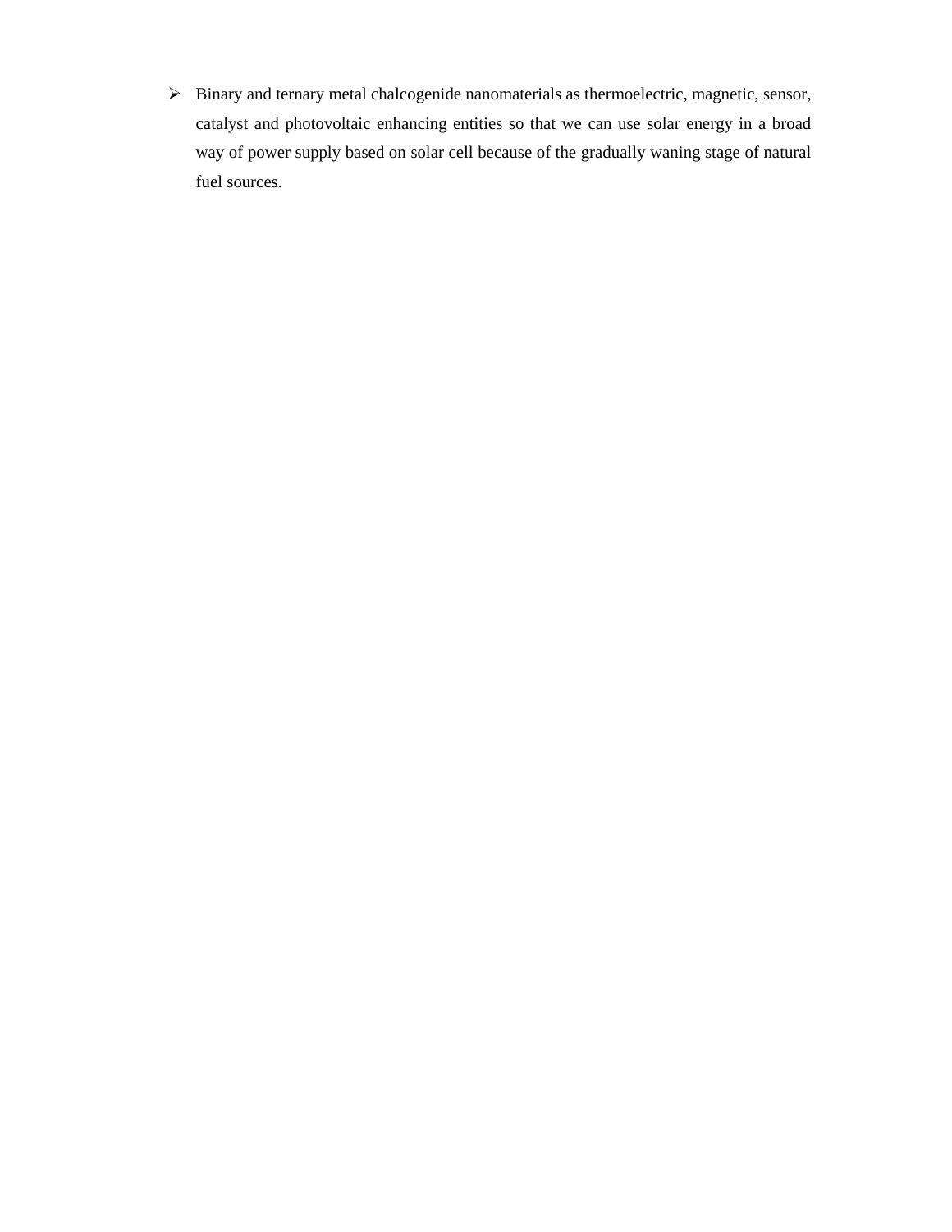- Binary and ternary metal chalcogenide nanomaterials as thermoelectric, magnetic, sensor, catalyst and photovoltaic enhancing entities so that we can use solar energy in a broad way of power supply based on solar cell because of the gradually waning stage of natural fuel sources.